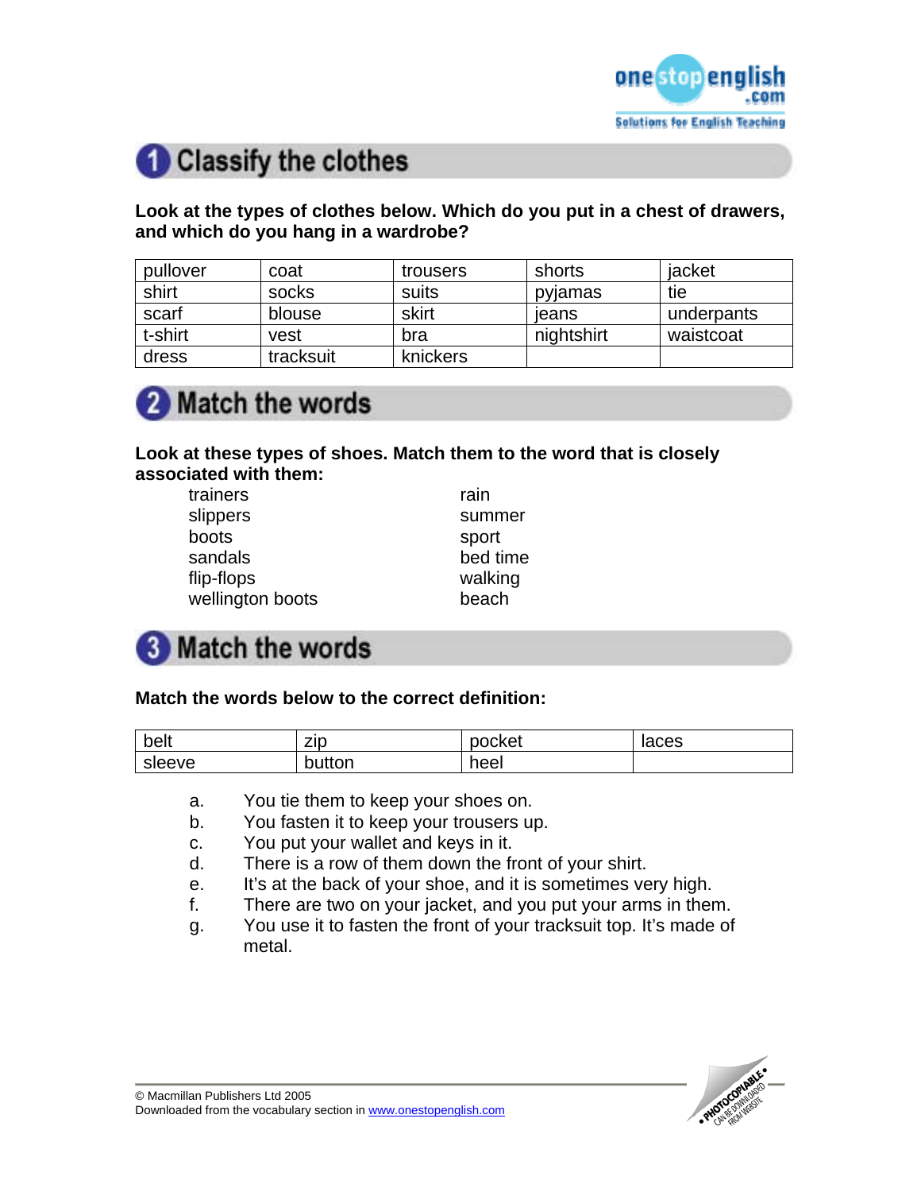## 1 Classify the clothes

**Look at the types of clothes below. Which do you put in a chest of drawers, and which do you hang in a wardrobe?**

| pullover | coat | trousers | shorts | jacket |
|---|---|---|---|---|
| shirt | socks | suits | pyjamas | tie |
| scarf | blouse | skirt | jeans | underpants |
| t-shirt | vest | bra | nightshirt | waistcoat |
| dress | tracksuit | knickers | | |

## 2 Match the words

**Look at these types of shoes. Match them to the word that is closely associated with them:**

| | |
|---|---|
| trainers | rain |
| slippers | summer |
| boots | sport |
| sandals | bed time |
| flip-flops | walking |
| wellington boots | beach |

## 3 Match the words

**Match the words below to the correct definition:**

| belt | zip | pocket | laces |
|---|---|---|---|
| sleeve | button | heel | |

a. You tie them to keep your shoes on.
b. You fasten it to keep your trousers up.
c. You put your wallet and keys in it.
d. There is a row of them down the front of your shirt.
e. It's at the back of your shoe, and it is sometimes very high.
f. There are two on your jacket, and you put your arms in them.
g. You use it to fasten the front of your tracksuit top. It's made of metal.

© Macmillan Publishers Ltd 2005
Downloaded from the vocabulary section in www.onestopenglish.com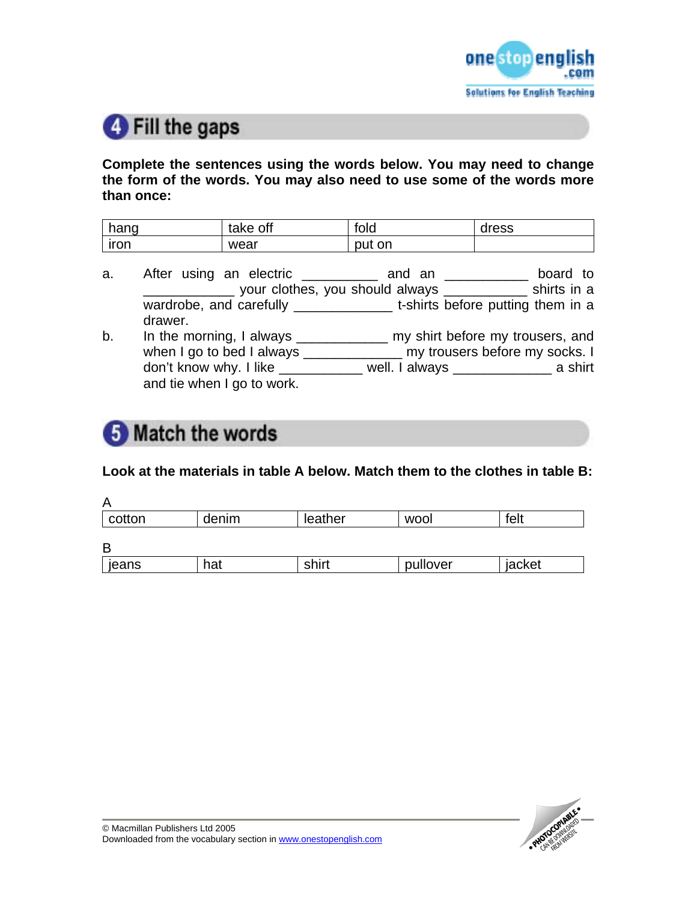## 4 Fill the gaps

**Complete the sentences using the words below. You may need to change the form of the words. You may also need to use some of the words more than once:**

| hang | take off | fold | dress |
|---|---|---|---|
| iron | wear | put on | |

a. After using an electric __________ and an ___________ board to ____________ your clothes, you should always ___________ shirts in a wardrobe, and carefully _____________ t-shirts before putting them in a drawer.

b. In the morning, I always ____________ my shirt before my trousers, and when I go to bed I always _____________ my trousers before my socks. I don't know why. I like ___________ well. I always _____________ a shirt and tie when I go to work.

## 5 Match the words

**Look at the materials in table A below. Match them to the clothes in table B:**

A

| cotton | denim | leather | wool | felt |
|---|---|---|---|---|

B

| jeans | hat | shirt | pullover | jacket |
|---|---|---|---|---|

© Macmillan Publishers Ltd 2005
Downloaded from the vocabulary section in www.onestopenglish.com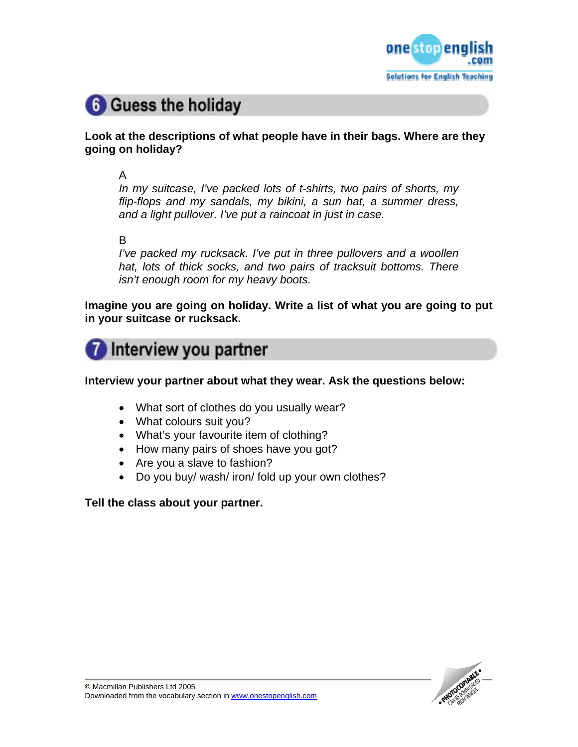## 6 Guess the holiday

**Look at the descriptions of what people have in their bags. Where are they going on holiday?**

A

*In my suitcase, I've packed lots of t-shirts, two pairs of shorts, my flip-flops and my sandals, my bikini, a sun hat, a summer dress, and a light pullover. I've put a raincoat in just in case.*

B

*I've packed my rucksack. I've put in three pullovers and a woollen hat, lots of thick socks, and two pairs of tracksuit bottoms. There isn't enough room for my heavy boots.*

**Imagine you are going on holiday. Write a list of what you are going to put in your suitcase or rucksack.**

## 7 Interview you partner

**Interview your partner about what they wear. Ask the questions below:**

- What sort of clothes do you usually wear?
- What colours suit you?
- What's your favourite item of clothing?
- How many pairs of shoes have you got?
- Are you a slave to fashion?
- Do you buy/ wash/ iron/ fold up your own clothes?

**Tell the class about your partner.**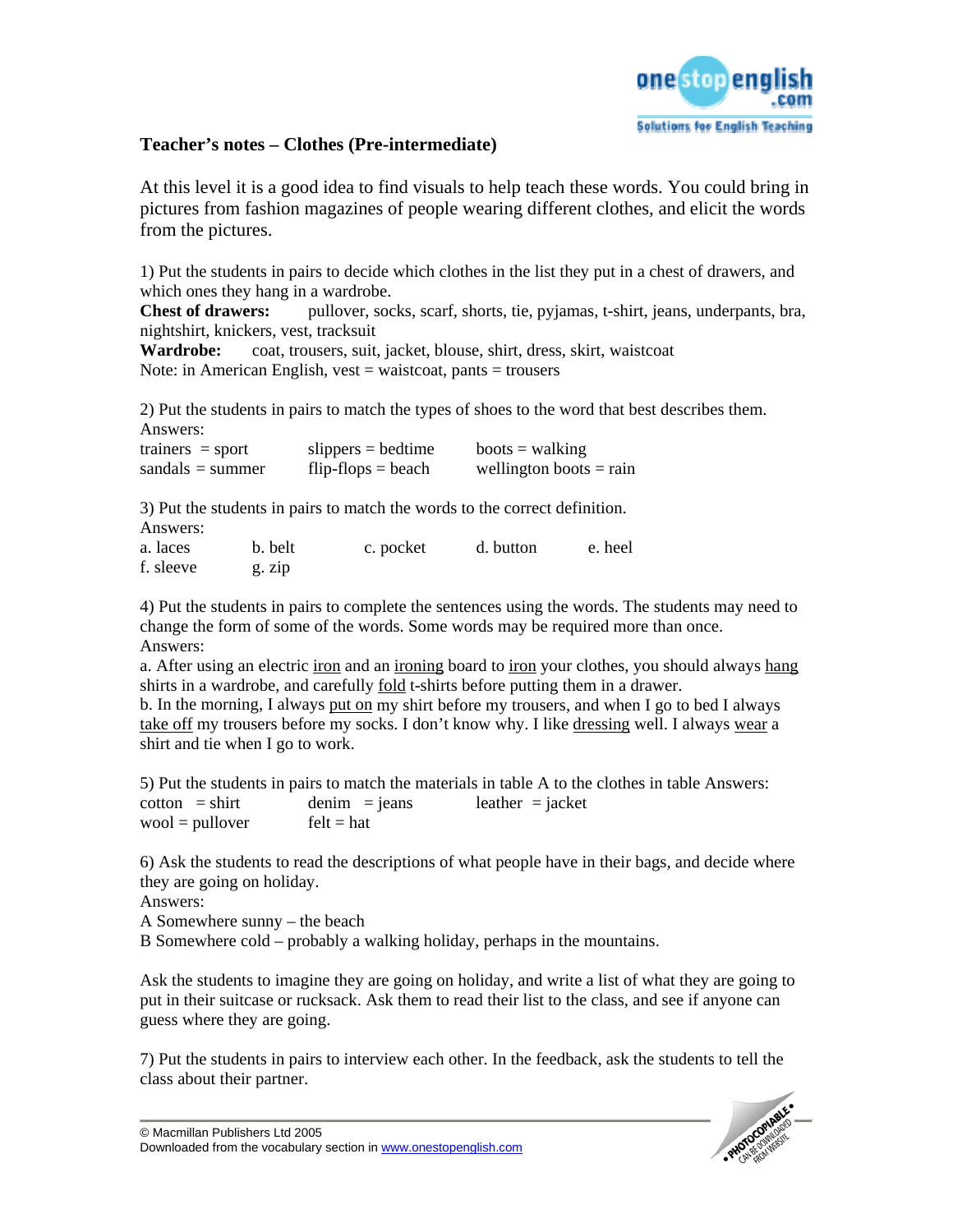## Teacher's notes – Clothes (Pre-intermediate)

At this level it is a good idea to find visuals to help teach these words. You could bring in pictures from fashion magazines of people wearing different clothes, and elicit the words from the pictures.

1) Put the students in pairs to decide which clothes in the list they put in a chest of drawers, and which ones they hang in a wardrobe.

**Chest of drawers:** pullover, socks, scarf, shorts, tie, pyjamas, t-shirt, jeans, underpants, bra, nightshirt, knickers, vest, tracksuit

**Wardrobe:** coat, trousers, suit, jacket, blouse, shirt, dress, skirt, waistcoat

Note: in American English, vest = waistcoat, pants = trousers

2) Put the students in pairs to match the types of shoes to the word that best describes them.

Answers:

| | | |
|---|---|---|
| trainers = sport | slippers = bedtime | boots = walking |
| sandals = summer | flip-flops = beach | wellington boots = rain |

3) Put the students in pairs to match the words to the correct definition.

Answers:

| | | | | |
|---|---|---|---|---|
| a. laces | b. belt | c. pocket | d. button | e. heel |
| f. sleeve | g. zip | | | |

4) Put the students in pairs to complete the sentences using the words. The students may need to change the form of some of the words. Some words may be required more than once.

Answers:

a. After using an electric <u>iron</u> and an <u>ironing</u> board to <u>iron</u> your clothes, you should always <u>hang</u> shirts in a wardrobe, and carefully <u>fold</u> t-shirts before putting them in a drawer.

b. In the morning, I always <u>put on</u> my shirt before my trousers, and when I go to bed I always <u>take off</u> my trousers before my socks. I don't know why. I like <u>dressing</u> well. I always <u>wear</u> a shirt and tie when I go to work.

5) Put the students in pairs to match the materials in table A to the clothes in table Answers:

| | | |
|---|---|---|
| cotton = shirt | denim = jeans | leather = jacket |
| wool = pullover | felt = hat | |

6) Ask the students to read the descriptions of what people have in their bags, and decide where they are going on holiday.

Answers:

A Somewhere sunny – the beach

B Somewhere cold – probably a walking holiday, perhaps in the mountains.

Ask the students to imagine they are going on holiday, and write a list of what they are going to put in their suitcase or rucksack. Ask them to read their list to the class, and see if anyone can guess where they are going.

7) Put the students in pairs to interview each other. In the feedback, ask the students to tell the class about their partner.

© Macmillan Publishers Ltd 2005
Downloaded from the vocabulary section in www.onestopenglish.com